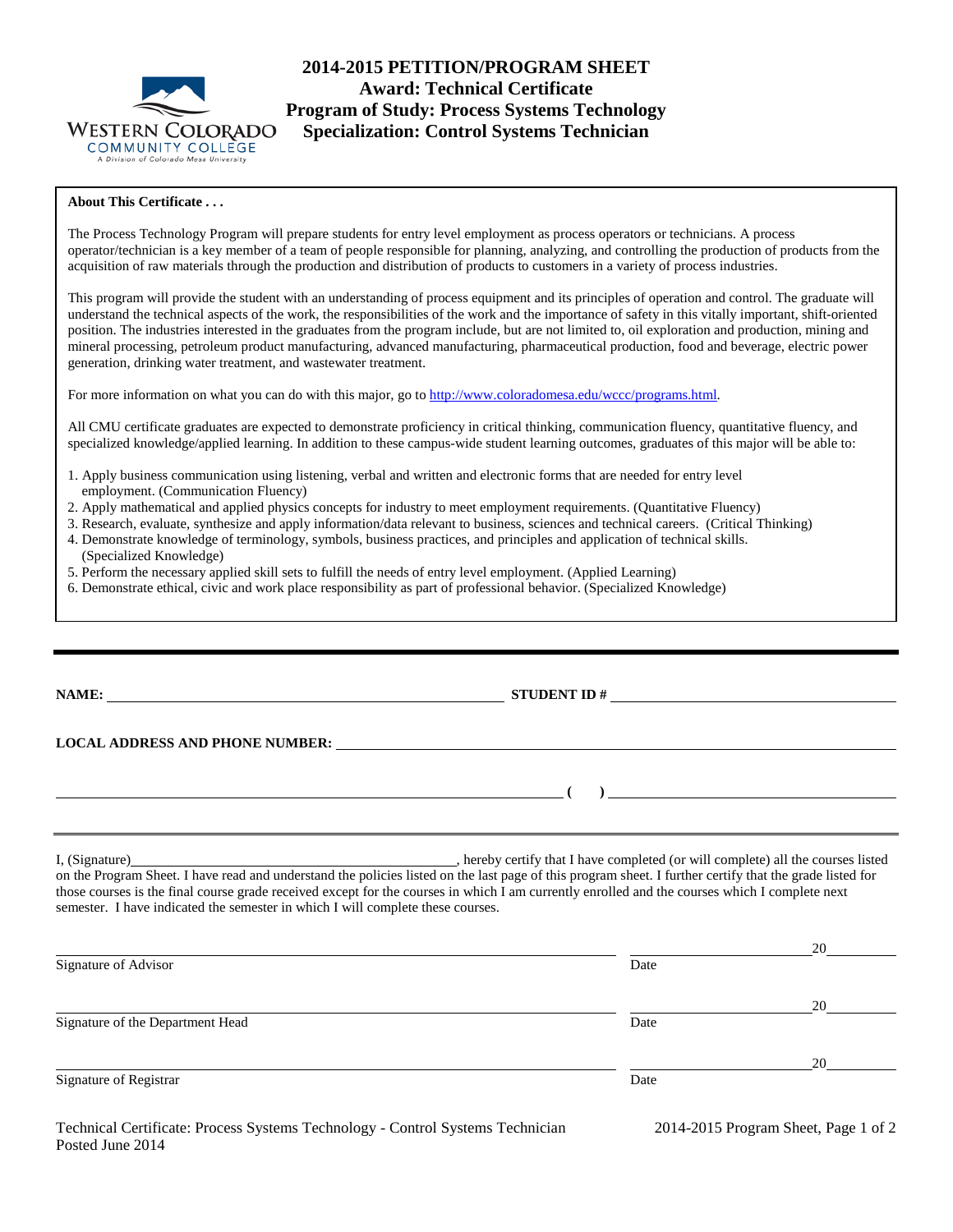# 2014-2015 PETITION/PROGRAM SHEET
## Award: Technical Certificate
## Program of Study: Process Systems Technology
## Specialization: Control Systems Technician

**About This Certificate . . .**

The Process Technology Program will prepare students for entry level employment as process operators or technicians. A process operator/technician is a key member of a team of people responsible for planning, analyzing, and controlling the production of products from the acquisition of raw materials through the production and distribution of products to customers in a variety of process industries.

This program will provide the student with an understanding of process equipment and its principles of operation and control. The graduate will understand the technical aspects of the work, the responsibilities of the work and the importance of safety in this vitally important, shift-oriented position. The industries interested in the graduates from the program include, but are not limited to, oil exploration and production, mining and mineral processing, petroleum product manufacturing, advanced manufacturing, pharmaceutical production, food and beverage, electric power generation, drinking water treatment, and wastewater treatment.

For more information on what you can do with this major, go to http://www.coloradomesa.edu/wccc/programs.html.

All CMU certificate graduates are expected to demonstrate proficiency in critical thinking, communication fluency, quantitative fluency, and specialized knowledge/applied learning. In addition to these campus-wide student learning outcomes, graduates of this major will be able to:

1. Apply business communication using listening, verbal and written and electronic forms that are needed for entry level employment. (Communication Fluency)
2. Apply mathematical and applied physics concepts for industry to meet employment requirements. (Quantitative Fluency)
3. Research, evaluate, synthesize and apply information/data relevant to business, sciences and technical careers. (Critical Thinking)
4. Demonstrate knowledge of terminology, symbols, business practices, and principles and application of technical skills. (Specialized Knowledge)
5. Perform the necessary applied skill sets to fulfill the needs of entry level employment. (Applied Learning)
6. Demonstrate ethical, civic and work place responsibility as part of professional behavior. (Specialized Knowledge)

---

**NAME:** ______________________________ **STUDENT ID #** ______________________________

**LOCAL ADDRESS AND PHONE NUMBER:** ______________________________

______________________________ **( )** ______________________________

I, (Signature)______________________________, hereby certify that I have completed (or will complete) all the courses listed on the Program Sheet. I have read and understand the policies listed on the last page of this program sheet. I further certify that the grade listed for those courses is the final course grade received except for the courses in which I am currently enrolled and the courses which I complete next semester. I have indicated the semester in which I will complete these courses.

______________________________ ______________20______
Signature of Advisor Date

______________________________ ______________20______
Signature of the Department Head Date

______________________________ ______________20______
Signature of Registrar Date

Technical Certificate: Process Systems Technology - Control Systems Technician
Posted June 2014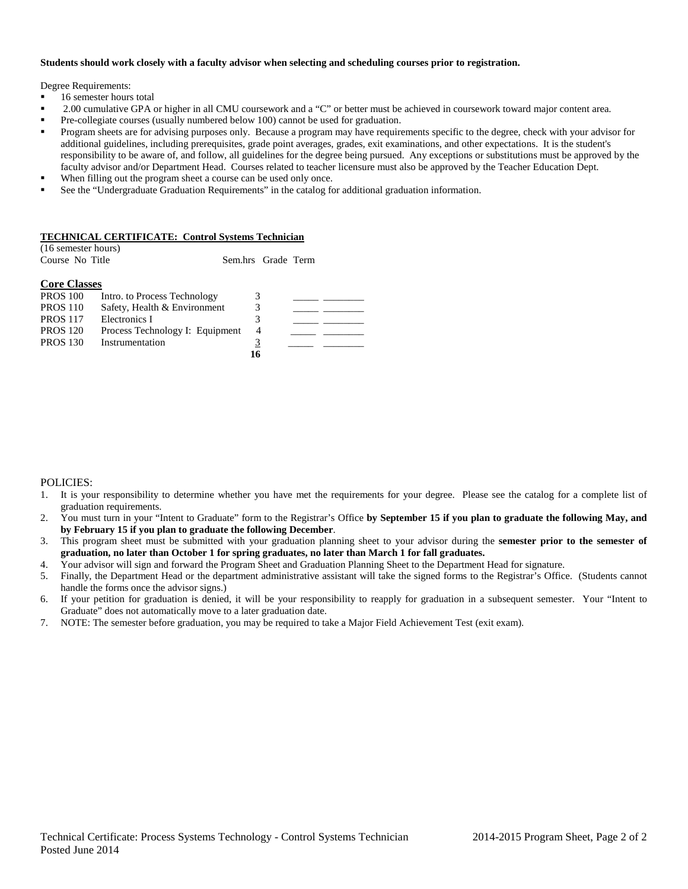**Students should work closely with a faculty advisor when selecting and scheduling courses prior to registration.**

Degree Requirements:

- 16 semester hours total
- 2.00 cumulative GPA or higher in all CMU coursework and a "C" or better must be achieved in coursework toward major content area.
- Pre-collegiate courses (usually numbered below 100) cannot be used for graduation.
- Program sheets are for advising purposes only. Because a program may have requirements specific to the degree, check with your advisor for additional guidelines, including prerequisites, grade point averages, grades, exit examinations, and other expectations. It is the student's responsibility to be aware of, and follow, all guidelines for the degree being pursued. Any exceptions or substitutions must be approved by the faculty advisor and/or Department Head. Courses related to teacher licensure must also be approved by the Teacher Education Dept.
- When filling out the program sheet a course can be used only once.
- See the "Undergraduate Graduation Requirements" in the catalog for additional graduation information.

**TECHNICAL CERTIFICATE: Control Systems Technician**

(16 semester hours)

| Course No | Title | Sem.hrs | Grade | Term |
|---|---|---|---|---|
| **Core Classes** | | | | |
| PROS 100 | Intro. to Process Technology | 3 | _____ | ________ |
| PROS 110 | Safety, Health & Environment | 3 | _____ | ________ |
| PROS 117 | Electronics I | 3 | _____ | ________ |
| PROS 120 | Process Technology I: Equipment | 4 | _____ | ________ |
| PROS 130 | Instrumentation | 3 | _____ | ________ |
| | | **16** | | |

POLICIES:

1. It is your responsibility to determine whether you have met the requirements for your degree. Please see the catalog for a complete list of graduation requirements.
2. You must turn in your "Intent to Graduate" form to the Registrar's Office **by September 15 if you plan to graduate the following May, and by February 15 if you plan to graduate the following December**.
3. This program sheet must be submitted with your graduation planning sheet to your advisor during the **semester prior to the semester of graduation, no later than October 1 for spring graduates, no later than March 1 for fall graduates.**
4. Your advisor will sign and forward the Program Sheet and Graduation Planning Sheet to the Department Head for signature.
5. Finally, the Department Head or the department administrative assistant will take the signed forms to the Registrar's Office. (Students cannot handle the forms once the advisor signs.)
6. If your petition for graduation is denied, it will be your responsibility to reapply for graduation in a subsequent semester. Your "Intent to Graduate" does not automatically move to a later graduation date.
7. NOTE: The semester before graduation, you may be required to take a Major Field Achievement Test (exit exam).